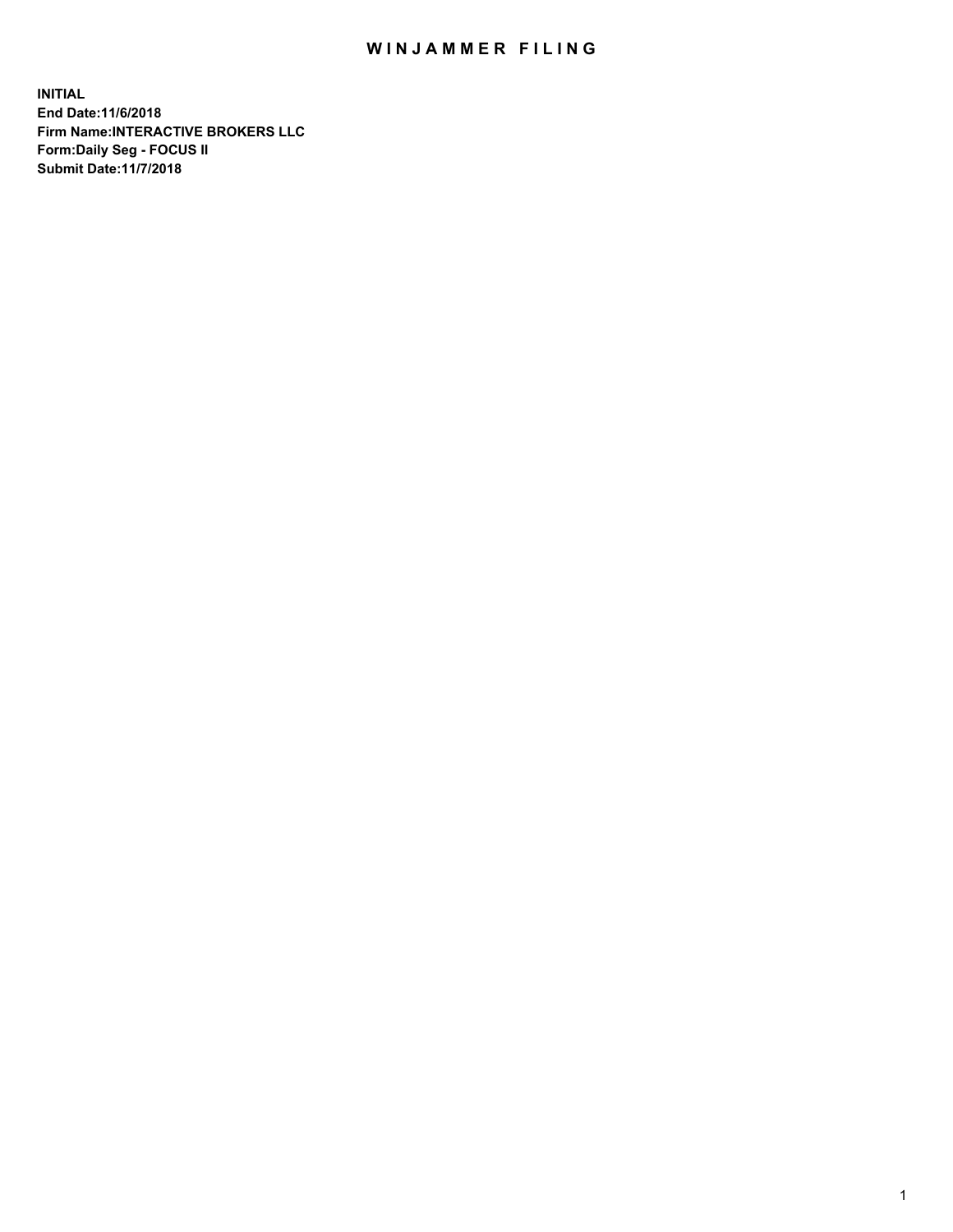# WINJAMMER FILING

**INITIAL**
**End Date:11/6/2018**
**Firm Name:INTERACTIVE BROKERS LLC**
**Form:Daily Seg - FOCUS II**
**Submit Date:11/7/2018**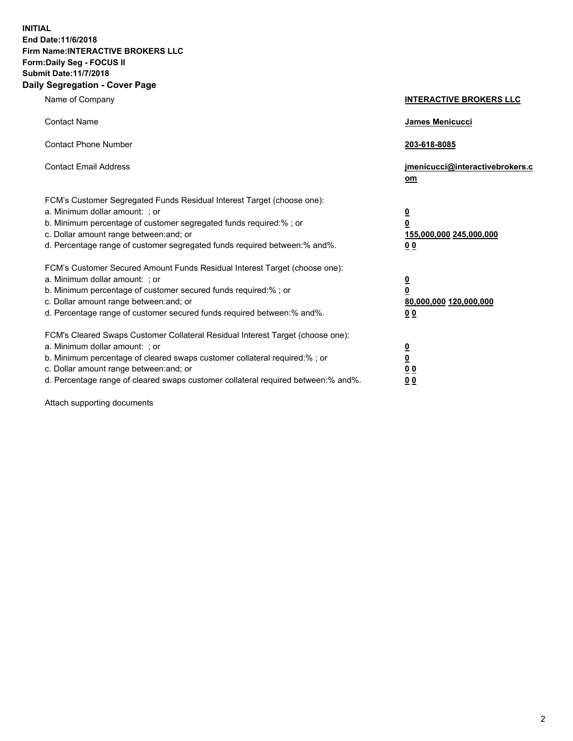**INITIAL**
**End Date:11/6/2018**
**Firm Name:INTERACTIVE BROKERS LLC**
**Form:Daily Seg - FOCUS II**
**Submit Date:11/7/2018**
**Daily Segregation - Cover Page**

| | |
|---|---|
| Name of Company | **INTERACTIVE BROKERS LLC** |
| Contact Name | **James Menicucci** |
| Contact Phone Number | **203-618-8085** |
| Contact Email Address | **jmenicucci@interactivebrokers.com** |

FCM's Customer Segregated Funds Residual Interest Target (choose one):

| | |
|---|---|
| a. Minimum dollar amount: ; or | **0** |
| b. Minimum percentage of customer segregated funds required:% ; or | **0** |
| c. Dollar amount range between:and; or | **155,000,000 245,000,000** |
| d. Percentage range of customer segregated funds required between:% and%. | **0 0** |

FCM's Customer Secured Amount Funds Residual Interest Target (choose one):

| | |
|---|---|
| a. Minimum dollar amount: ; or | **0** |
| b. Minimum percentage of customer secured funds required:% ; or | **0** |
| c. Dollar amount range between:and; or | **80,000,000 120,000,000** |
| d. Percentage range of customer secured funds required between:% and%. | **0 0** |

FCM's Cleared Swaps Customer Collateral Residual Interest Target (choose one):

| | |
|---|---|
| a. Minimum dollar amount: ; or | **0** |
| b. Minimum percentage of cleared swaps customer collateral required:% ; or | **0** |
| c. Dollar amount range between:and; or | **0 0** |
| d. Percentage range of cleared swaps customer collateral required between:% and%. | **0 0** |

Attach supporting documents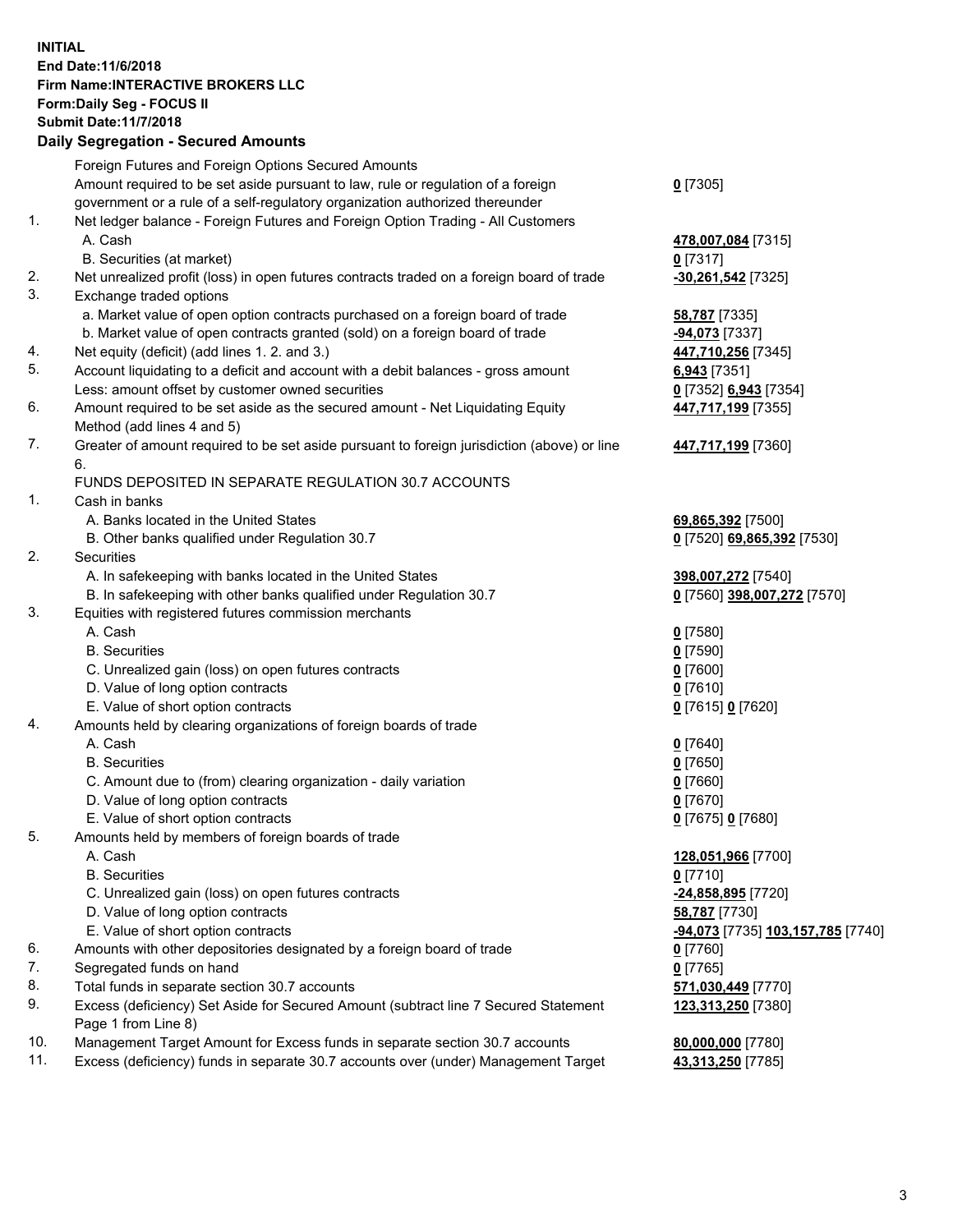**INITIAL**
**End Date:11/6/2018**
**Firm Name:INTERACTIVE BROKERS LLC**
**Form:Daily Seg - FOCUS II**
**Submit Date:11/7/2018**
**Daily Segregation - Secured Amounts**

| | | |
|---|---|---|
| | Foreign Futures and Foreign Options Secured Amounts | |
| | Amount required to be set aside pursuant to law, rule or regulation of a foreign government or a rule of a self-regulatory organization authorized thereunder | **0** [7305] |
| 1. | Net ledger balance - Foreign Futures and Foreign Option Trading - All Customers | |
| | A. Cash | **478,007,084** [7315] |
| | B. Securities (at market) | **0** [7317] |
| 2. | Net unrealized profit (loss) in open futures contracts traded on a foreign board of trade | **-30,261,542** [7325] |
| 3. | Exchange traded options | |
| | a. Market value of open option contracts purchased on a foreign board of trade | **58,787** [7335] |
| | b. Market value of open contracts granted (sold) on a foreign board of trade | **-94,073** [7337] |
| 4. | Net equity (deficit) (add lines 1. 2. and 3.) | **447,710,256** [7345] |
| 5. | Account liquidating to a deficit and account with a debit balances - gross amount | **6,943** [7351] |
| | Less: amount offset by customer owned securities | **0** [7352] **6,943** [7354] |
| 6. | Amount required to be set aside as the secured amount - Net Liquidating Equity Method (add lines 4 and 5) | **447,717,199** [7355] |
| 7. | Greater of amount required to be set aside pursuant to foreign jurisdiction (above) or line 6. | **447,717,199** [7360] |
| | FUNDS DEPOSITED IN SEPARATE REGULATION 30.7 ACCOUNTS | |
| 1. | Cash in banks | |
| | A. Banks located in the United States | **69,865,392** [7500] |
| | B. Other banks qualified under Regulation 30.7 | **0** [7520] **69,865,392** [7530] |
| 2. | Securities | |
| | A. In safekeeping with banks located in the United States | **398,007,272** [7540] |
| | B. In safekeeping with other banks qualified under Regulation 30.7 | **0** [7560] **398,007,272** [7570] |
| 3. | Equities with registered futures commission merchants | |
| | A. Cash | **0** [7580] |
| | B. Securities | **0** [7590] |
| | C. Unrealized gain (loss) on open futures contracts | **0** [7600] |
| | D. Value of long option contracts | **0** [7610] |
| | E. Value of short option contracts | **0** [7615] **0** [7620] |
| 4. | Amounts held by clearing organizations of foreign boards of trade | |
| | A. Cash | **0** [7640] |
| | B. Securities | **0** [7650] |
| | C. Amount due to (from) clearing organization - daily variation | **0** [7660] |
| | D. Value of long option contracts | **0** [7670] |
| | E. Value of short option contracts | **0** [7675] **0** [7680] |
| 5. | Amounts held by members of foreign boards of trade | |
| | A. Cash | **128,051,966** [7700] |
| | B. Securities | **0** [7710] |
| | C. Unrealized gain (loss) on open futures contracts | **-24,858,895** [7720] |
| | D. Value of long option contracts | **58,787** [7730] |
| | E. Value of short option contracts | **-94,073** [7735] **103,157,785** [7740] |
| 6. | Amounts with other depositories designated by a foreign board of trade | **0** [7760] |
| 7. | Segregated funds on hand | **0** [7765] |
| 8. | Total funds in separate section 30.7 accounts | **571,030,449** [7770] |
| 9. | Excess (deficiency) Set Aside for Secured Amount (subtract line 7 Secured Statement Page 1 from Line 8) | **123,313,250** [7380] |
| 10. | Management Target Amount for Excess funds in separate section 30.7 accounts | **80,000,000** [7780] |
| 11. | Excess (deficiency) funds in separate 30.7 accounts over (under) Management Target | **43,313,250** [7785] |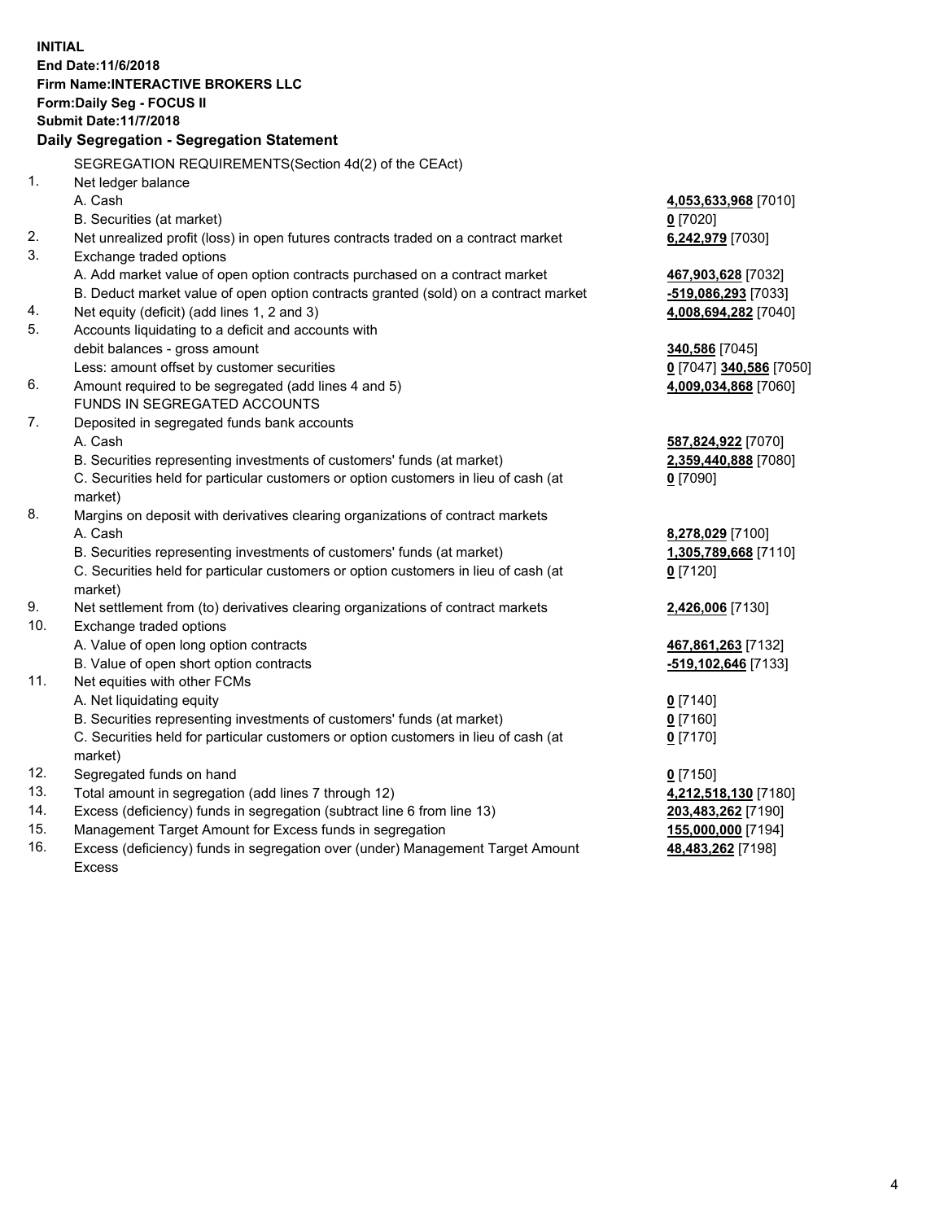**INITIAL**
**End Date:11/6/2018**
**Firm Name:INTERACTIVE BROKERS LLC**
**Form:Daily Seg - FOCUS II**
**Submit Date:11/7/2018**

**Daily Segregation - Segregation Statement**

SEGREGATION REQUIREMENTS(Section 4d(2) of the CEAct)

| | | |
|---|---|---|
| 1. | Net ledger balance | |
| | A. Cash | **4,053,633,968** [7010] |
| | B. Securities (at market) | **0** [7020] |
| 2. | Net unrealized profit (loss) in open futures contracts traded on a contract market | **6,242,979** [7030] |
| 3. | Exchange traded options | |
| | A. Add market value of open option contracts purchased on a contract market | **467,903,628** [7032] |
| | B. Deduct market value of open option contracts granted (sold) on a contract market | **-519,086,293** [7033] |
| 4. | Net equity (deficit) (add lines 1, 2 and 3) | **4,008,694,282** [7040] |
| 5. | Accounts liquidating to a deficit and accounts with debit balances - gross amount | **340,586** [7045] |
| | Less: amount offset by customer securities | **0** [7047] **340,586** [7050] |
| 6. | Amount required to be segregated (add lines 4 and 5) | **4,009,034,868** [7060] |
| | FUNDS IN SEGREGATED ACCOUNTS | |
| 7. | Deposited in segregated funds bank accounts | |
| | A. Cash | **587,824,922** [7070] |
| | B. Securities representing investments of customers' funds (at market) | **2,359,440,888** [7080] |
| | C. Securities held for particular customers or option customers in lieu of cash (at market) | **0** [7090] |
| 8. | Margins on deposit with derivatives clearing organizations of contract markets | |
| | A. Cash | **8,278,029** [7100] |
| | B. Securities representing investments of customers' funds (at market) | **1,305,789,668** [7110] |
| | C. Securities held for particular customers or option customers in lieu of cash (at market) | **0** [7120] |
| 9. | Net settlement from (to) derivatives clearing organizations of contract markets | **2,426,006** [7130] |
| 10. | Exchange traded options | |
| | A. Value of open long option contracts | **467,861,263** [7132] |
| | B. Value of open short option contracts | **-519,102,646** [7133] |
| 11. | Net equities with other FCMs | |
| | A. Net liquidating equity | **0** [7140] |
| | B. Securities representing investments of customers' funds (at market) | **0** [7160] |
| | C. Securities held for particular customers or option customers in lieu of cash (at market) | **0** [7170] |
| 12. | Segregated funds on hand | **0** [7150] |
| 13. | Total amount in segregation (add lines 7 through 12) | **4,212,518,130** [7180] |
| 14. | Excess (deficiency) funds in segregation (subtract line 6 from line 13) | **203,483,262** [7190] |
| 15. | Management Target Amount for Excess funds in segregation | **155,000,000** [7194] |
| 16. | Excess (deficiency) funds in segregation over (under) Management Target Amount Excess | **48,483,262** [7198] |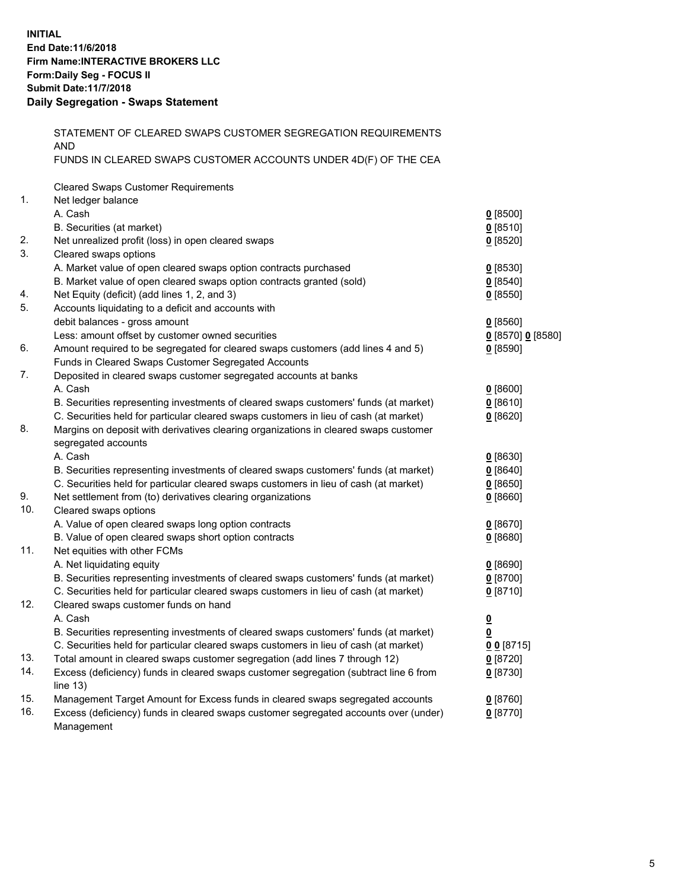**INITIAL**
**End Date:11/6/2018**
**Firm Name:INTERACTIVE BROKERS LLC**
**Form:Daily Seg - FOCUS II**
**Submit Date:11/7/2018**
**Daily Segregation - Swaps Statement**

STATEMENT OF CLEARED SWAPS CUSTOMER SEGREGATION REQUIREMENTS AND FUNDS IN CLEARED SWAPS CUSTOMER ACCOUNTS UNDER 4D(F) OF THE CEA

| | | |
|---|---|---|
| | Cleared Swaps Customer Requirements | |
| 1. | Net ledger balance | |
| | A. Cash | 0 [8500] |
| | B. Securities (at market) | 0 [8510] |
| 2. | Net unrealized profit (loss) in open cleared swaps | 0 [8520] |
| 3. | Cleared swaps options | |
| | A. Market value of open cleared swaps option contracts purchased | 0 [8530] |
| | B. Market value of open cleared swaps option contracts granted (sold) | 0 [8540] |
| 4. | Net Equity (deficit) (add lines 1, 2, and 3) | 0 [8550] |
| 5. | Accounts liquidating to a deficit and accounts with debit balances - gross amount | 0 [8560] |
| | Less: amount offset by customer owned securities | 0 [8570] 0 [8580] |
| 6. | Amount required to be segregated for cleared swaps customers (add lines 4 and 5) | 0 [8590] |
| | Funds in Cleared Swaps Customer Segregated Accounts | |
| 7. | Deposited in cleared swaps customer segregated accounts at banks | |
| | A. Cash | 0 [8600] |
| | B. Securities representing investments of cleared swaps customers' funds (at market) | 0 [8610] |
| | C. Securities held for particular cleared swaps customers in lieu of cash (at market) | 0 [8620] |
| 8. | Margins on deposit with derivatives clearing organizations in cleared swaps customer segregated accounts | |
| | A. Cash | 0 [8630] |
| | B. Securities representing investments of cleared swaps customers' funds (at market) | 0 [8640] |
| | C. Securities held for particular cleared swaps customers in lieu of cash (at market) | 0 [8650] |
| 9. | Net settlement from (to) derivatives clearing organizations | 0 [8660] |
| 10. | Cleared swaps options | |
| | A. Value of open cleared swaps long option contracts | 0 [8670] |
| | B. Value of open cleared swaps short option contracts | 0 [8680] |
| 11. | Net equities with other FCMs | |
| | A. Net liquidating equity | 0 [8690] |
| | B. Securities representing investments of cleared swaps customers' funds (at market) | 0 [8700] |
| | C. Securities held for particular cleared swaps customers in lieu of cash (at market) | 0 [8710] |
| 12. | Cleared swaps customer funds on hand | |
| | A. Cash | 0 |
| | B. Securities representing investments of cleared swaps customers' funds (at market) | 0 |
| | C. Securities held for particular cleared swaps customers in lieu of cash (at market) | 0 0 [8715] |
| 13. | Total amount in cleared swaps customer segregation (add lines 7 through 12) | 0 [8720] |
| 14. | Excess (deficiency) funds in cleared swaps customer segregation (subtract line 6 from line 13) | 0 [8730] |
| 15. | Management Target Amount for Excess funds in cleared swaps segregated accounts | 0 [8760] |
| 16. | Excess (deficiency) funds in cleared swaps customer segregated accounts over (under) Management | 0 [8770] |